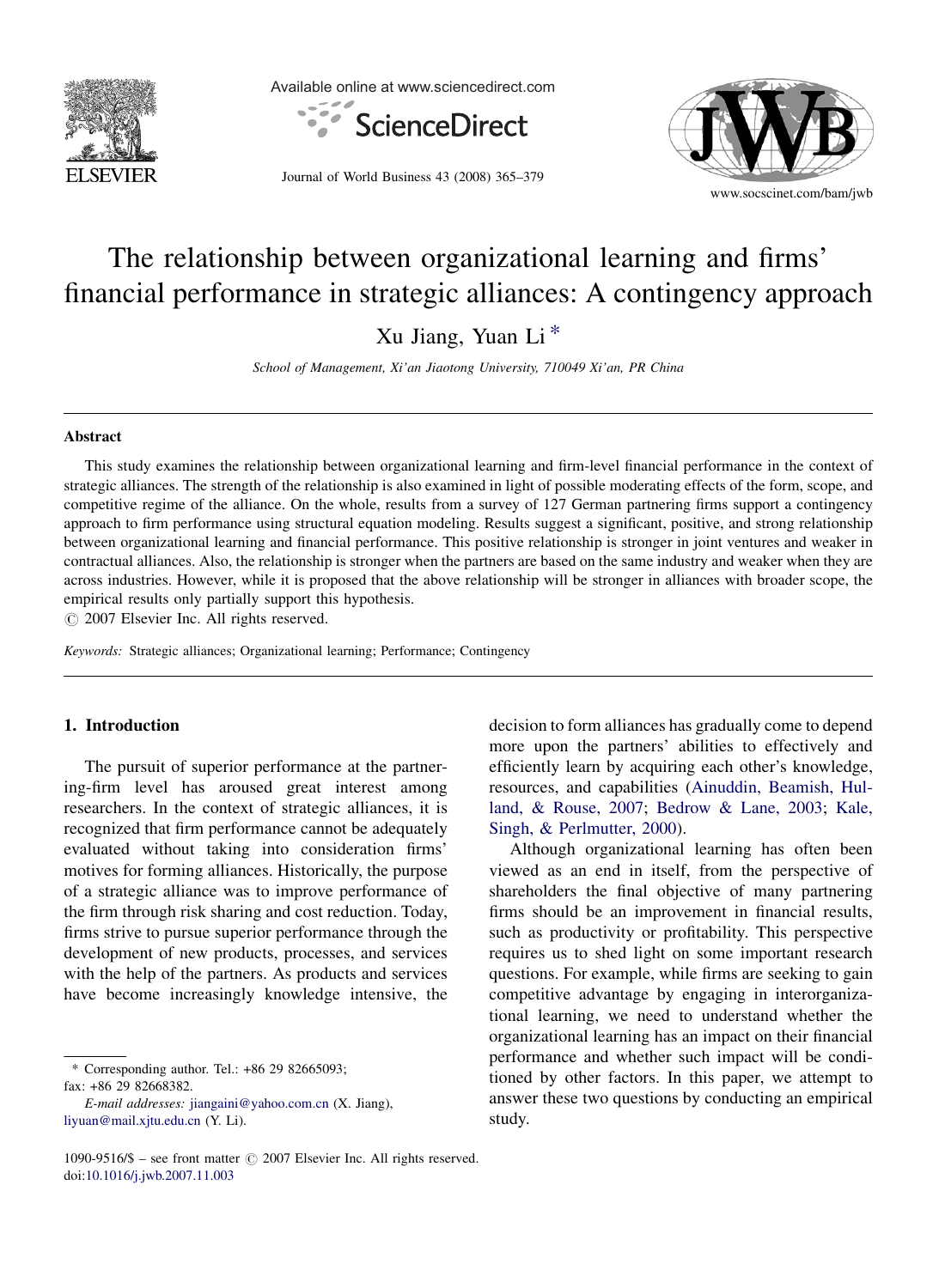# The relationship between organizational learning and firms' financial performance in strategic alliances: A contingency approach

Xu Jiang, Yuan Li *

*School of Management, Xi'an Jiaotong University, 710049 Xi'an, PR China*

## Abstract

This study examines the relationship between organizational learning and firm-level financial performance in the context of strategic alliances. The strength of the relationship is also examined in light of possible moderating effects of the form, scope, and competitive regime of the alliance. On the whole, results from a survey of 127 German partnering firms support a contingency approach to firm performance using structural equation modeling. Results suggest a significant, positive, and strong relationship between organizational learning and financial performance. This positive relationship is stronger in joint ventures and weaker in contractual alliances. Also, the relationship is stronger when the partners are based on the same industry and weaker when they are across industries. However, while it is proposed that the above relationship will be stronger in alliances with broader scope, the empirical results only partially support this hypothesis.

© 2007 Elsevier Inc. All rights reserved.

*Keywords:* Strategic alliances; Organizational learning; Performance; Contingency

## 1. Introduction

The pursuit of superior performance at the partnering-firm level has aroused great interest among researchers. In the context of strategic alliances, it is recognized that firm performance cannot be adequately evaluated without taking into consideration firms' motives for forming alliances. Historically, the purpose of a strategic alliance was to improve performance of the firm through risk sharing and cost reduction. Today, firms strive to pursue superior performance through the development of new products, processes, and services with the help of the partners. As products and services have become increasingly knowledge intensive, the decision to form alliances has gradually come to depend more upon the partners' abilities to effectively and efficiently learn by acquiring each other's knowledge, resources, and capabilities (Ainuddin, Beamish, Hulland, & Rouse, 2007; Bedrow & Lane, 2003; Kale, Singh, & Perlmutter, 2000).

Although organizational learning has often been viewed as an end in itself, from the perspective of shareholders the final objective of many partnering firms should be an improvement in financial results, such as productivity or profitability. This perspective requires us to shed light on some important research questions. For example, while firms are seeking to gain competitive advantage by engaging in interorganizational learning, we need to understand whether the organizational learning has an impact on their financial performance and whether such impact will be conditioned by other factors. In this paper, we attempt to answer these two questions by conducting an empirical study.

---

* Corresponding author. Tel.: +86 29 82665093; fax: +86 29 82668382.

*E-mail addresses:* jiangaini@yahoo.com.cn (X. Jiang), liyuan@mail.xjtu.edu.cn (Y. Li).

1090-9516/$ – see front matter © 2007 Elsevier Inc. All rights reserved.
doi:10.1016/j.jwb.2007.11.003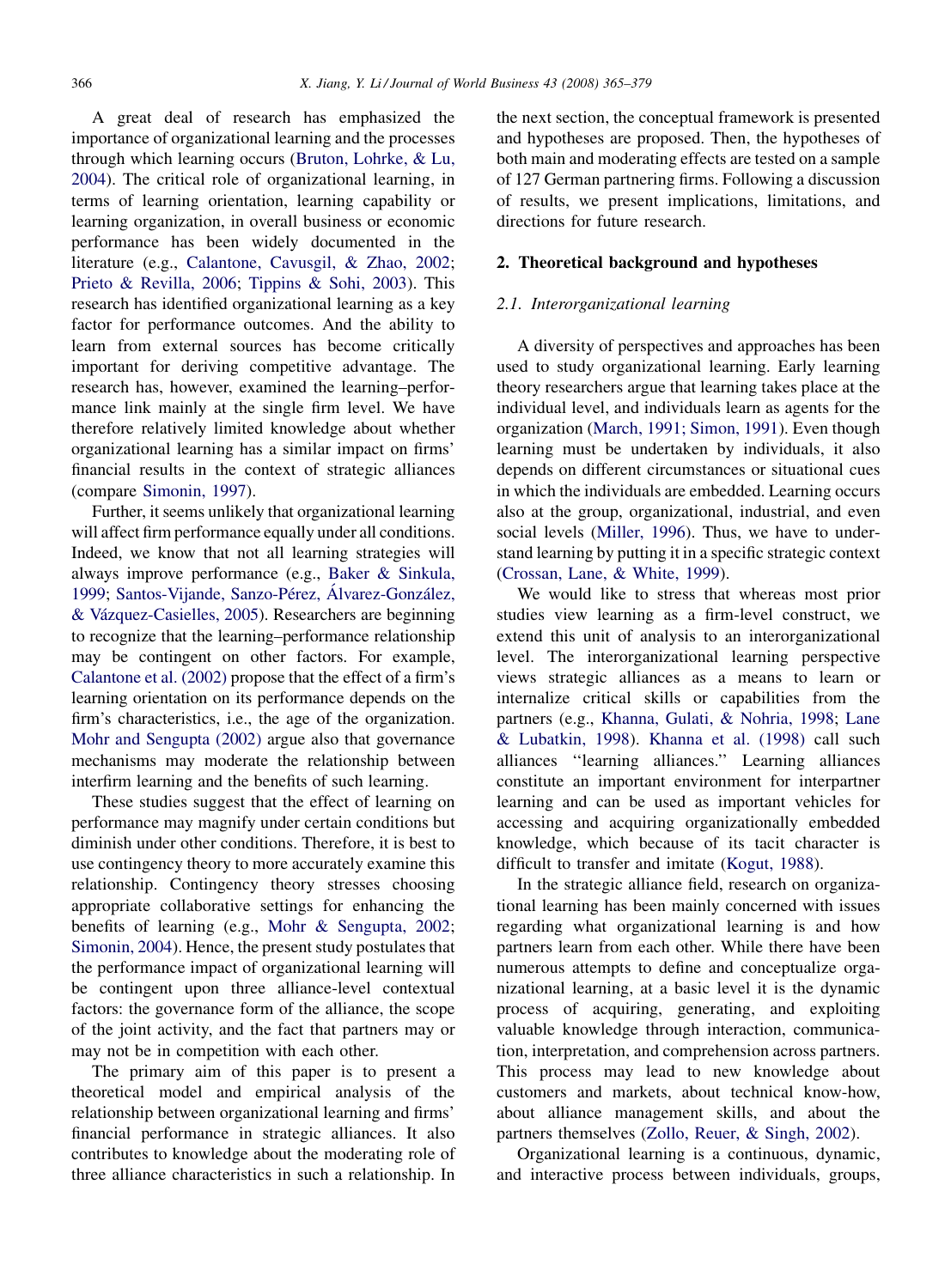A great deal of research has emphasized the importance of organizational learning and the processes through which learning occurs (Bruton, Lohrke, & Lu, 2004). The critical role of organizational learning, in terms of learning orientation, learning capability or learning organization, in overall business or economic performance has been widely documented in the literature (e.g., Calantone, Cavusgil, & Zhao, 2002; Prieto & Revilla, 2006; Tippins & Sohi, 2003). This research has identified organizational learning as a key factor for performance outcomes. And the ability to learn from external sources has become critically important for deriving competitive advantage. The research has, however, examined the learning–performance link mainly at the single firm level. We have therefore relatively limited knowledge about whether organizational learning has a similar impact on firms' financial results in the context of strategic alliances (compare Simonin, 1997).

Further, it seems unlikely that organizational learning will affect firm performance equally under all conditions. Indeed, we know that not all learning strategies will always improve performance (e.g., Baker & Sinkula, 1999; Santos-Vijande, Sanzo-Pérez, Álvarez-González, & Vázquez-Casielles, 2005). Researchers are beginning to recognize that the learning–performance relationship may be contingent on other factors. For example, Calantone et al. (2002) propose that the effect of a firm's learning orientation on its performance depends on the firm's characteristics, i.e., the age of the organization. Mohr and Sengupta (2002) argue also that governance mechanisms may moderate the relationship between interfirm learning and the benefits of such learning.

These studies suggest that the effect of learning on performance may magnify under certain conditions but diminish under other conditions. Therefore, it is best to use contingency theory to more accurately examine this relationship. Contingency theory stresses choosing appropriate collaborative settings for enhancing the benefits of learning (e.g., Mohr & Sengupta, 2002; Simonin, 2004). Hence, the present study postulates that the performance impact of organizational learning will be contingent upon three alliance-level contextual factors: the governance form of the alliance, the scope of the joint activity, and the fact that partners may or may not be in competition with each other.

The primary aim of this paper is to present a theoretical model and empirical analysis of the relationship between organizational learning and firms' financial performance in strategic alliances. It also contributes to knowledge about the moderating role of three alliance characteristics in such a relationship. In the next section, the conceptual framework is presented and hypotheses are proposed. Then, the hypotheses of both main and moderating effects are tested on a sample of 127 German partnering firms. Following a discussion of results, we present implications, limitations, and directions for future research.

## 2. Theoretical background and hypotheses

### 2.1. Interorganizational learning

A diversity of perspectives and approaches has been used to study organizational learning. Early learning theory researchers argue that learning takes place at the individual level, and individuals learn as agents for the organization (March, 1991; Simon, 1991). Even though learning must be undertaken by individuals, it also depends on different circumstances or situational cues in which the individuals are embedded. Learning occurs also at the group, organizational, industrial, and even social levels (Miller, 1996). Thus, we have to understand learning by putting it in a specific strategic context (Crossan, Lane, & White, 1999).

We would like to stress that whereas most prior studies view learning as a firm-level construct, we extend this unit of analysis to an interorganizational level. The interorganizational learning perspective views strategic alliances as a means to learn or internalize critical skills or capabilities from the partners (e.g., Khanna, Gulati, & Nohria, 1998; Lane & Lubatkin, 1998). Khanna et al. (1998) call such alliances "learning alliances." Learning alliances constitute an important environment for interpartner learning and can be used as important vehicles for accessing and acquiring organizationally embedded knowledge, which because of its tacit character is difficult to transfer and imitate (Kogut, 1988).

In the strategic alliance field, research on organizational learning has been mainly concerned with issues regarding what organizational learning is and how partners learn from each other. While there have been numerous attempts to define and conceptualize organizational learning, at a basic level it is the dynamic process of acquiring, generating, and exploiting valuable knowledge through interaction, communication, interpretation, and comprehension across partners. This process may lead to new knowledge about customers and markets, about technical know-how, about alliance management skills, and about the partners themselves (Zollo, Reuer, & Singh, 2002).

Organizational learning is a continuous, dynamic, and interactive process between individuals, groups,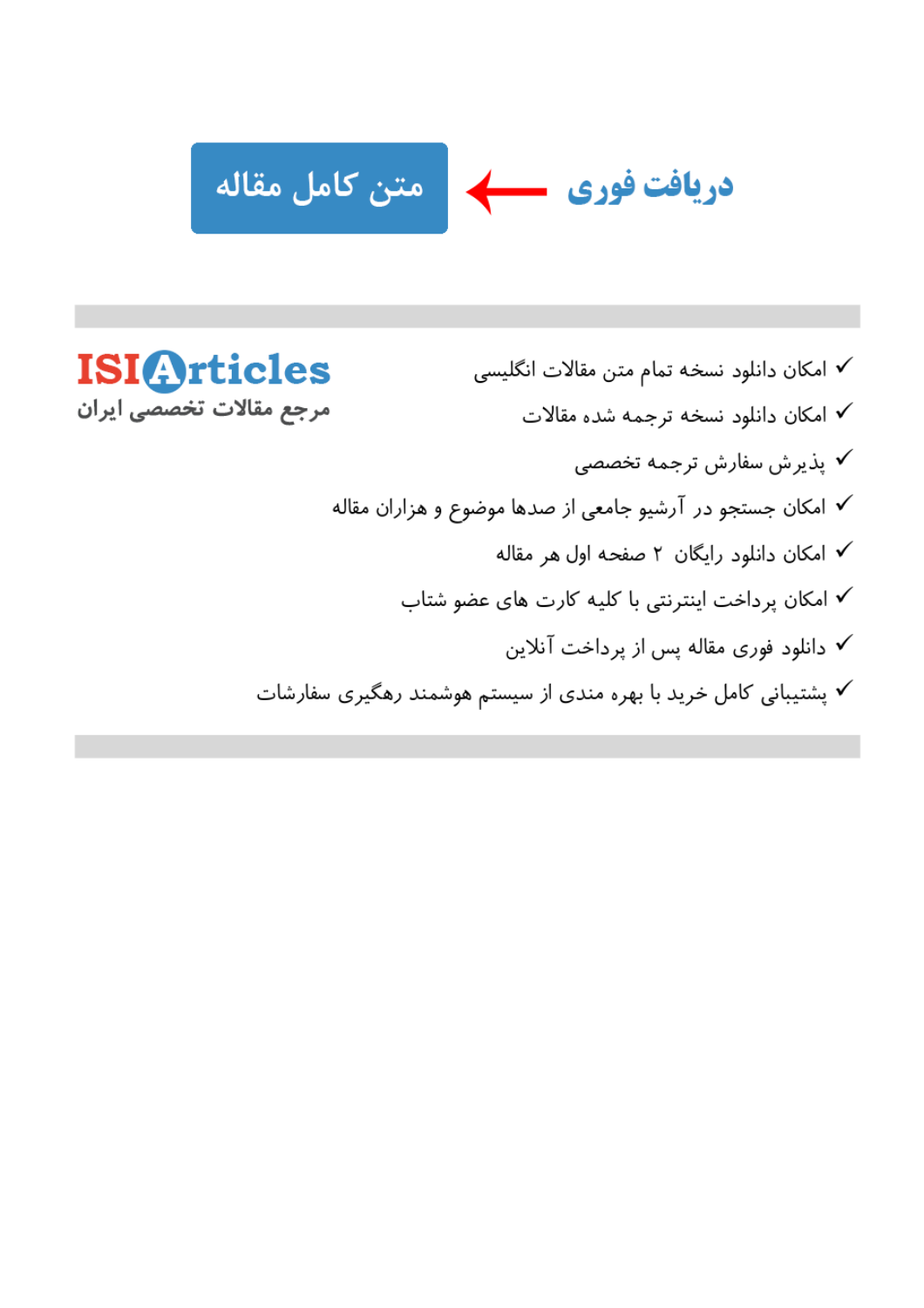دریافت فوری ← متن کامل مقاله

**ISIArticles**
مرجع مقالات تخصصی ایران

- ✓ امکان دانلود نسخه تمام متن مقالات انگلیسی
- ✓ امکان دانلود نسخه ترجمه شده مقالات
- ✓ پذیرش سفارش ترجمه تخصصی
- ✓ امکان جستجو در آرشیو جامعی از صدها موضوع و هزاران مقاله
- ✓ امکان دانلود رایگان ۲ صفحه اول هر مقاله
- ✓ امکان پرداخت اینترنتی با کلیه کارت های عضو شتاب
- ✓ دانلود فوری مقاله پس از پرداخت آنلاین
- ✓ پشتیبانی کامل خرید با بهره مندی از سیستم هوشمند رهگیری سفارشات